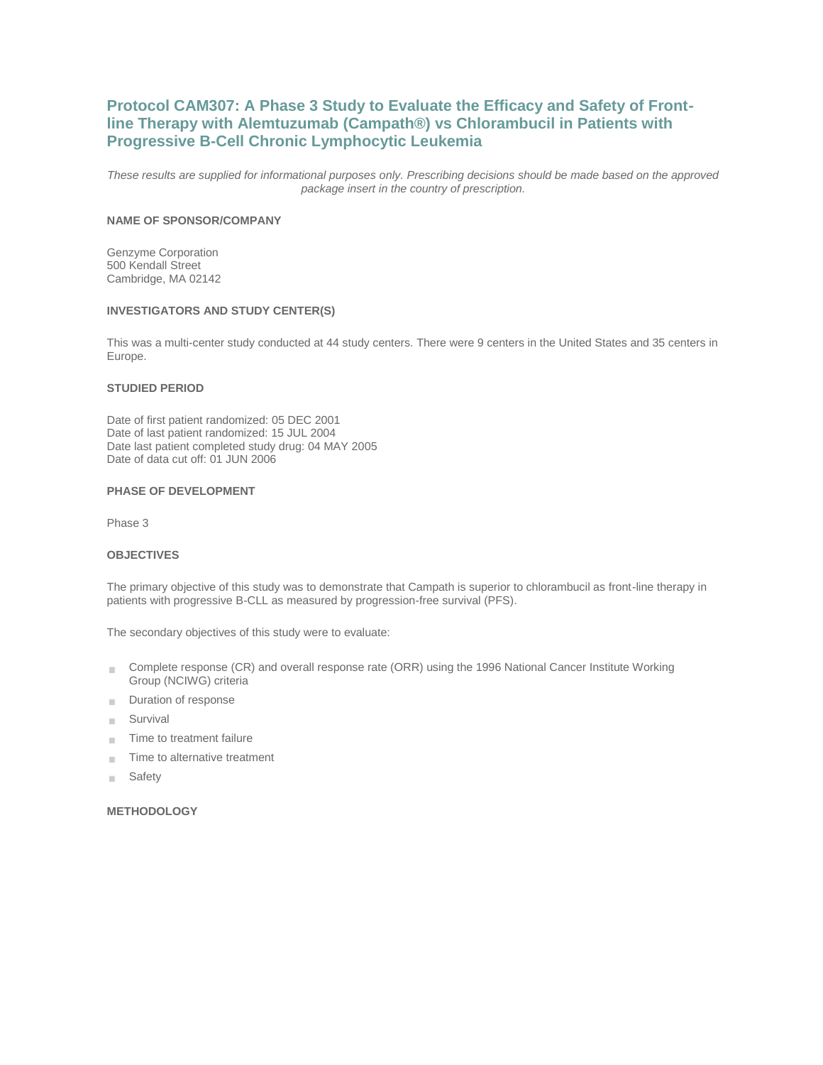# Protocol CAM307: A Phase 3 Study to Evaluate the Efficacy and Safety of Front-line Therapy with Alemtuzumab (Campath®) vs Chlorambucil in Patients with Progressive B-Cell Chronic Lymphocytic Leukemia

*These results are supplied for informational purposes only. Prescribing decisions should be made based on the approved package insert in the country of prescription.*

### NAME OF SPONSOR/COMPANY

Genzyme Corporation
500 Kendall Street
Cambridge, MA 02142

### INVESTIGATORS AND STUDY CENTER(S)

This was a multi-center study conducted at 44 study centers. There were 9 centers in the United States and 35 centers in Europe.

### STUDIED PERIOD

Date of first patient randomized: 05 DEC 2001
Date of last patient randomized: 15 JUL 2004
Date last patient completed study drug: 04 MAY 2005
Date of data cut off: 01 JUN 2006

### PHASE OF DEVELOPMENT

Phase 3

### OBJECTIVES

The primary objective of this study was to demonstrate that Campath is superior to chlorambucil as front-line therapy in patients with progressive B-CLL as measured by progression-free survival (PFS).

The secondary objectives of this study were to evaluate:

- Complete response (CR) and overall response rate (ORR) using the 1996 National Cancer Institute Working Group (NCIWG) criteria
- Duration of response
- Survival
- Time to treatment failure
- Time to alternative treatment
- Safety

### METHODOLOGY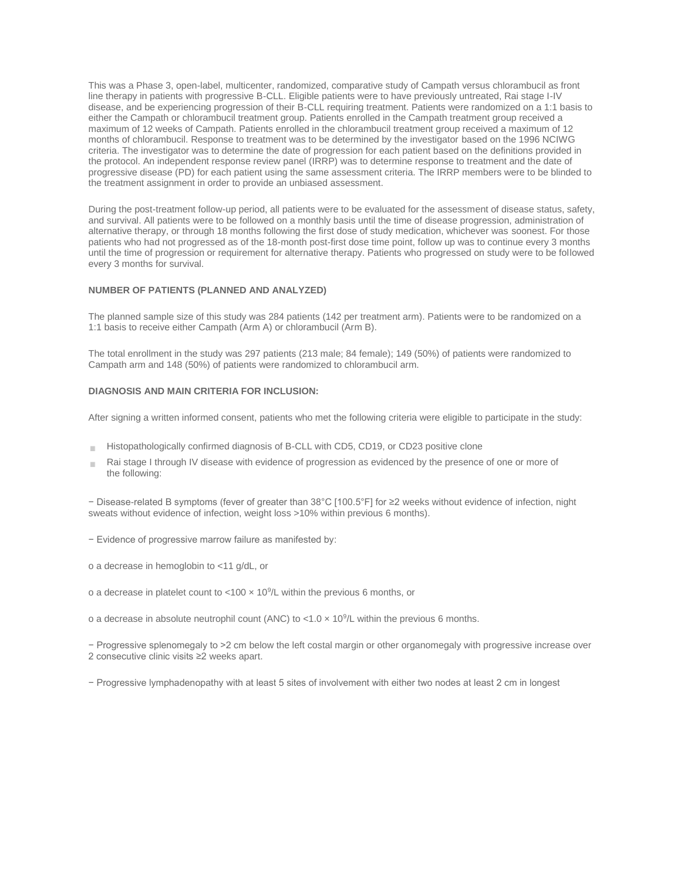This was a Phase 3, open-label, multicenter, randomized, comparative study of Campath versus chlorambucil as front line therapy in patients with progressive B-CLL. Eligible patients were to have previously untreated, Rai stage I-IV disease, and be experiencing progression of their B-CLL requiring treatment. Patients were randomized on a 1:1 basis to either the Campath or chlorambucil treatment group. Patients enrolled in the Campath treatment group received a maximum of 12 weeks of Campath. Patients enrolled in the chlorambucil treatment group received a maximum of 12 months of chlorambucil. Response to treatment was to be determined by the investigator based on the 1996 NCIWG criteria. The investigator was to determine the date of progression for each patient based on the definitions provided in the protocol. An independent response review panel (IRRP) was to determine response to treatment and the date of progressive disease (PD) for each patient using the same assessment criteria. The IRRP members were to be blinded to the treatment assignment in order to provide an unbiased assessment.

During the post-treatment follow-up period, all patients were to be evaluated for the assessment of disease status, safety, and survival. All patients were to be followed on a monthly basis until the time of disease progression, administration of alternative therapy, or through 18 months following the first dose of study medication, whichever was soonest. For those patients who had not progressed as of the 18-month post-first dose time point, follow up was to continue every 3 months until the time of progression or requirement for alternative therapy. Patients who progressed on study were to be followed every 3 months for survival.

**NUMBER OF PATIENTS (PLANNED AND ANALYZED)**

The planned sample size of this study was 284 patients (142 per treatment arm). Patients were to be randomized on a 1:1 basis to receive either Campath (Arm A) or chlorambucil (Arm B).

The total enrollment in the study was 297 patients (213 male; 84 female); 149 (50%) of patients were randomized to Campath arm and 148 (50%) of patients were randomized to chlorambucil arm.

**DIAGNOSIS AND MAIN CRITERIA FOR INCLUSION:**

After signing a written informed consent, patients who met the following criteria were eligible to participate in the study:

- Histopathologically confirmed diagnosis of B-CLL with CD5, CD19, or CD23 positive clone
- Rai stage I through IV disease with evidence of progression as evidenced by the presence of one or more of the following:

− Disease-related B symptoms (fever of greater than 38°C [100.5°F] for ≥2 weeks without evidence of infection, night sweats without evidence of infection, weight loss >10% within previous 6 months).

− Evidence of progressive marrow failure as manifested by:

o a decrease in hemoglobin to <11 g/dL, or

o a decrease in platelet count to $<100 \times 10^9$/L within the previous 6 months, or

o a decrease in absolute neutrophil count (ANC) to $<1.0 \times 10^9$/L within the previous 6 months.

− Progressive splenomegaly to >2 cm below the left costal margin or other organomegaly with progressive increase over 2 consecutive clinic visits ≥2 weeks apart.

− Progressive lymphadenopathy with at least 5 sites of involvement with either two nodes at least 2 cm in longest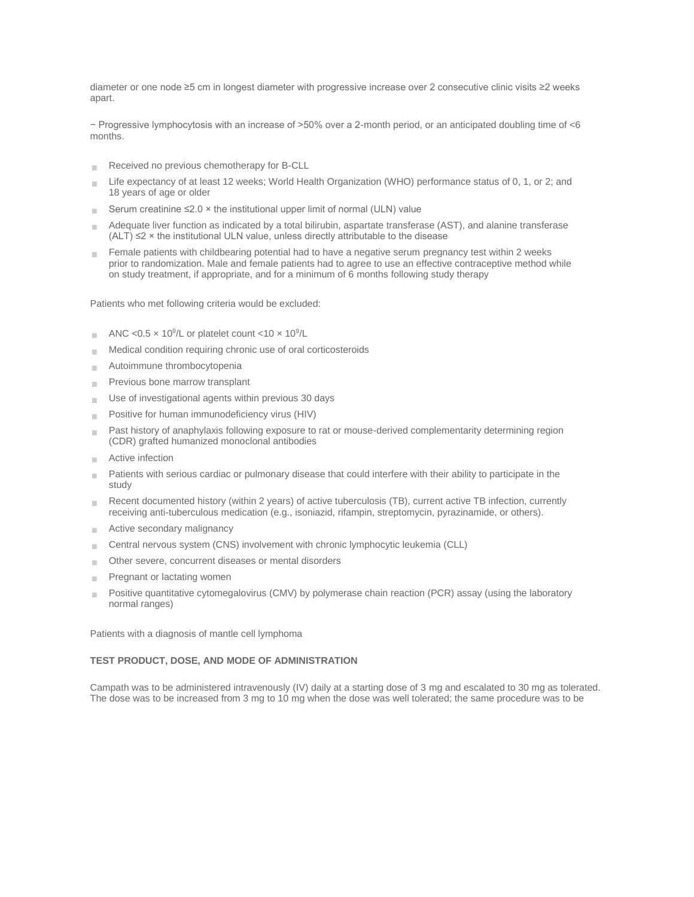diameter or one node ≥5 cm in longest diameter with progressive increase over 2 consecutive clinic visits ≥2 weeks apart.

− Progressive lymphocytosis with an increase of >50% over a 2-month period, or an anticipated doubling time of <6 months.

- Received no previous chemotherapy for B-CLL
- Life expectancy of at least 12 weeks; World Health Organization (WHO) performance status of 0, 1, or 2; and 18 years of age or older
- Serum creatinine ≤2.0 × the institutional upper limit of normal (ULN) value
- Adequate liver function as indicated by a total bilirubin, aspartate transferase (AST), and alanine transferase (ALT) ≤2 × the institutional ULN value, unless directly attributable to the disease
- Female patients with childbearing potential had to have a negative serum pregnancy test within 2 weeks prior to randomization. Male and female patients had to agree to use an effective contraceptive method while on study treatment, if appropriate, and for a minimum of 6 months following study therapy

Patients who met following criteria would be excluded:

- ANC $<0.5 \times 10^9$/L or platelet count $<10 \times 10^9$/L
- Medical condition requiring chronic use of oral corticosteroids
- Autoimmune thrombocytopenia
- Previous bone marrow transplant
- Use of investigational agents within previous 30 days
- Positive for human immunodeficiency virus (HIV)
- Past history of anaphylaxis following exposure to rat or mouse-derived complementarity determining region (CDR) grafted humanized monoclonal antibodies
- Active infection
- Patients with serious cardiac or pulmonary disease that could interfere with their ability to participate in the study
- Recent documented history (within 2 years) of active tuberculosis (TB), current active TB infection, currently receiving anti-tuberculous medication (e.g., isoniazid, rifampin, streptomycin, pyrazinamide, or others).
- Active secondary malignancy
- Central nervous system (CNS) involvement with chronic lymphocytic leukemia (CLL)
- Other severe, concurrent diseases or mental disorders
- Pregnant or lactating women
- Positive quantitative cytomegalovirus (CMV) by polymerase chain reaction (PCR) assay (using the laboratory normal ranges)

Patients with a diagnosis of mantle cell lymphoma

**TEST PRODUCT, DOSE, AND MODE OF ADMINISTRATION**

Campath was to be administered intravenously (IV) daily at a starting dose of 3 mg and escalated to 30 mg as tolerated. The dose was to be increased from 3 mg to 10 mg when the dose was well tolerated; the same procedure was to be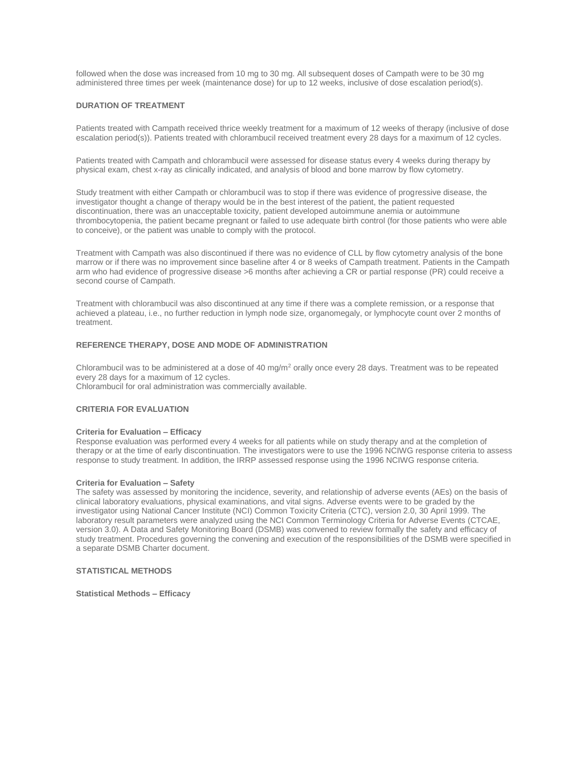followed when the dose was increased from 10 mg to 30 mg. All subsequent doses of Campath were to be 30 mg administered three times per week (maintenance dose) for up to 12 weeks, inclusive of dose escalation period(s).

## DURATION OF TREATMENT

Patients treated with Campath received thrice weekly treatment for a maximum of 12 weeks of therapy (inclusive of dose escalation period(s)). Patients treated with chlorambucil received treatment every 28 days for a maximum of 12 cycles.

Patients treated with Campath and chlorambucil were assessed for disease status every 4 weeks during therapy by physical exam, chest x-ray as clinically indicated, and analysis of blood and bone marrow by flow cytometry.

Study treatment with either Campath or chlorambucil was to stop if there was evidence of progressive disease, the investigator thought a change of therapy would be in the best interest of the patient, the patient requested discontinuation, there was an unacceptable toxicity, patient developed autoimmune anemia or autoimmune thrombocytopenia, the patient became pregnant or failed to use adequate birth control (for those patients who were able to conceive), or the patient was unable to comply with the protocol.

Treatment with Campath was also discontinued if there was no evidence of CLL by flow cytometry analysis of the bone marrow or if there was no improvement since baseline after 4 or 8 weeks of Campath treatment. Patients in the Campath arm who had evidence of progressive disease >6 months after achieving a CR or partial response (PR) could receive a second course of Campath.

Treatment with chlorambucil was also discontinued at any time if there was a complete remission, or a response that achieved a plateau, i.e., no further reduction in lymph node size, organomegaly, or lymphocyte count over 2 months of treatment.

## REFERENCE THERAPY, DOSE AND MODE OF ADMINISTRATION

Chlorambucil was to be administered at a dose of 40 mg/m$^2$ orally once every 28 days. Treatment was to be repeated every 28 days for a maximum of 12 cycles.
Chlorambucil for oral administration was commercially available.

## CRITERIA FOR EVALUATION

### Criteria for Evaluation – Efficacy

Response evaluation was performed every 4 weeks for all patients while on study therapy and at the completion of therapy or at the time of early discontinuation. The investigators were to use the 1996 NCIWG response criteria to assess response to study treatment. In addition, the IRRP assessed response using the 1996 NCIWG response criteria.

### Criteria for Evaluation – Safety

The safety was assessed by monitoring the incidence, severity, and relationship of adverse events (AEs) on the basis of clinical laboratory evaluations, physical examinations, and vital signs. Adverse events were to be graded by the investigator using National Cancer Institute (NCI) Common Toxicity Criteria (CTC), version 2.0, 30 April 1999. The laboratory result parameters were analyzed using the NCI Common Terminology Criteria for Adverse Events (CTCAE, version 3.0). A Data and Safety Monitoring Board (DSMB) was convened to review formally the safety and efficacy of study treatment. Procedures governing the convening and execution of the responsibilities of the DSMB were specified in a separate DSMB Charter document.

## STATISTICAL METHODS

### Statistical Methods – Efficacy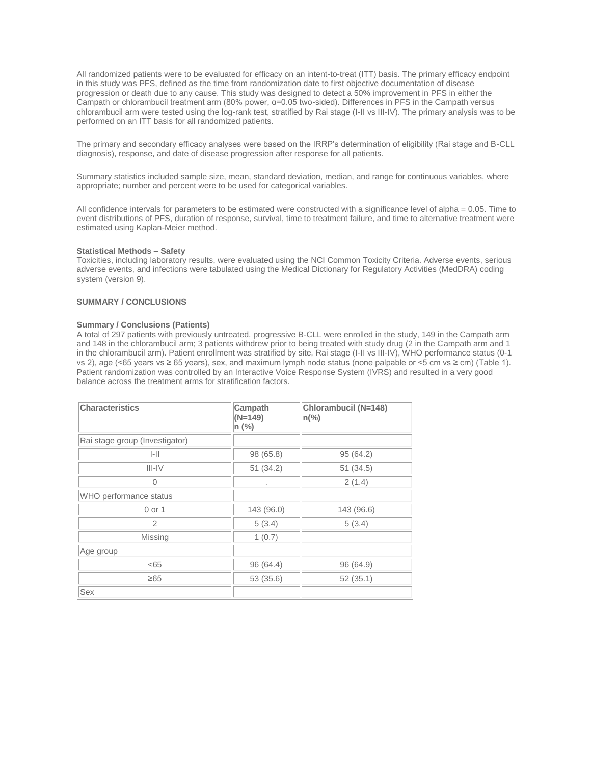All randomized patients were to be evaluated for efficacy on an intent-to-treat (ITT) basis. The primary efficacy endpoint in this study was PFS, defined as the time from randomization date to first objective documentation of disease progression or death due to any cause. This study was designed to detect a 50% improvement in PFS in either the Campath or chlorambucil treatment arm (80% power, α=0.05 two-sided). Differences in PFS in the Campath versus chlorambucil arm were tested using the log-rank test, stratified by Rai stage (I-II vs III-IV). The primary analysis was to be performed on an ITT basis for all randomized patients.

The primary and secondary efficacy analyses were based on the IRRP's determination of eligibility (Rai stage and B-CLL diagnosis), response, and date of disease progression after response for all patients.

Summary statistics included sample size, mean, standard deviation, median, and range for continuous variables, where appropriate; number and percent were to be used for categorical variables.

All confidence intervals for parameters to be estimated were constructed with a significance level of alpha = 0.05. Time to event distributions of PFS, duration of response, survival, time to treatment failure, and time to alternative treatment were estimated using Kaplan-Meier method.

**Statistical Methods – Safety**
Toxicities, including laboratory results, were evaluated using the NCI Common Toxicity Criteria. Adverse events, serious adverse events, and infections were tabulated using the Medical Dictionary for Regulatory Activities (MedDRA) coding system (version 9).

**SUMMARY / CONCLUSIONS**

**Summary / Conclusions (Patients)**
A total of 297 patients with previously untreated, progressive B-CLL were enrolled in the study, 149 in the Campath arm and 148 in the chlorambucil arm; 3 patients withdrew prior to being treated with study drug (2 in the Campath arm and 1 in the chlorambucil arm). Patient enrollment was stratified by site, Rai stage (I-II vs III-IV), WHO performance status (0-1 vs 2), age (<65 years vs ≥ 65 years), sex, and maximum lymph node status (none palpable or <5 cm vs ≥ cm) (Table 1). Patient randomization was controlled by an Interactive Voice Response System (IVRS) and resulted in a very good balance across the treatment arms for stratification factors.

| Characteristics | Campath (N=149) n (%) | Chlorambucil (N=148) n(%) |
|---|---|---|
| Rai stage group (Investigator) | | |
| I-II | 98 (65.8) | 95 (64.2) |
| III-IV | 51 (34.2) | 51 (34.5) |
| 0 | . | 2 (1.4) |
| WHO performance status | | |
| 0 or 1 | 143 (96.0) | 143 (96.6) |
| 2 | 5 (3.4) | 5 (3.4) |
| Missing | 1 (0.7) | |
| Age group | | |
| <65 | 96 (64.4) | 96 (64.9) |
| ≥65 | 53 (35.6) | 52 (35.1) |
| Sex | | |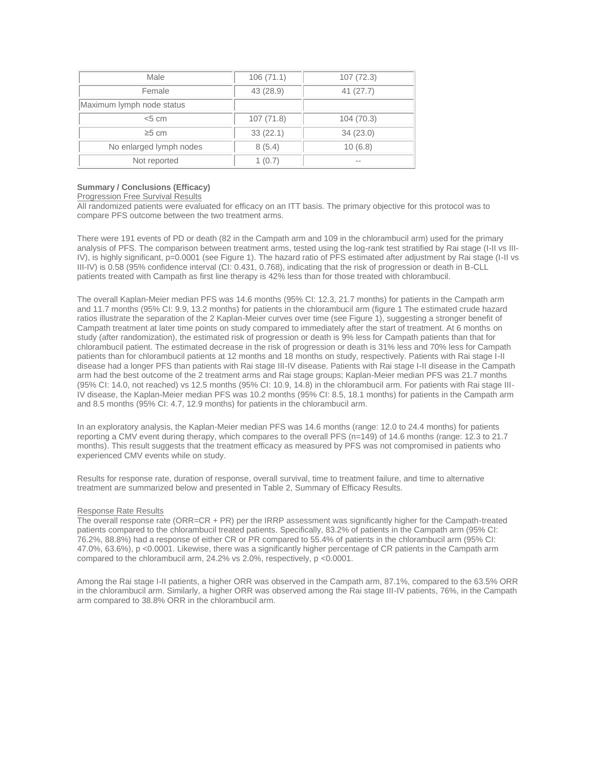| | | |
|---|---|---|
| Male | 106 (71.1) | 107 (72.3) |
| Female | 43 (28.9) | 41 (27.7) |
| Maximum lymph node status | | |
| <5 cm | 107 (71.8) | 104 (70.3) |
| ≥5 cm | 33 (22.1) | 34 (23.0) |
| No enlarged lymph nodes | 8 (5.4) | 10 (6.8) |
| Not reported | 1 (0.7) | -- |

**Summary / Conclusions (Efficacy)**

Progression Free Survival Results

All randomized patients were evaluated for efficacy on an ITT basis. The primary objective for this protocol was to compare PFS outcome between the two treatment arms.

There were 191 events of PD or death (82 in the Campath arm and 109 in the chlorambucil arm) used for the primary analysis of PFS. The comparison between treatment arms, tested using the log-rank test stratified by Rai stage (I-II vs III-IV), is highly significant, p=0.0001 (see Figure 1). The hazard ratio of PFS estimated after adjustment by Rai stage (I-II vs III-IV) is 0.58 (95% confidence interval (CI: 0.431, 0.768), indicating that the risk of progression or death in B-CLL patients treated with Campath as first line therapy is 42% less than for those treated with chlorambucil.

The overall Kaplan-Meier median PFS was 14.6 months (95% CI: 12.3, 21.7 months) for patients in the Campath arm and 11.7 months (95% CI: 9.9, 13.2 months) for patients in the chlorambucil arm (figure 1 The estimated crude hazard ratios illustrate the separation of the 2 Kaplan-Meier curves over time (see Figure 1), suggesting a stronger benefit of Campath treatment at later time points on study compared to immediately after the start of treatment. At 6 months on study (after randomization), the estimated risk of progression or death is 9% less for Campath patients than that for chlorambucil patient. The estimated decrease in the risk of progression or death is 31% less and 70% less for Campath patients than for chlorambucil patients at 12 months and 18 months on study, respectively. Patients with Rai stage I-II disease had a longer PFS than patients with Rai stage III-IV disease. Patients with Rai stage I-II disease in the Campath arm had the best outcome of the 2 treatment arms and Rai stage groups; Kaplan-Meier median PFS was 21.7 months (95% CI: 14.0, not reached) vs 12.5 months (95% CI: 10.9, 14.8) in the chlorambucil arm. For patients with Rai stage III-IV disease, the Kaplan-Meier median PFS was 10.2 months (95% CI: 8.5, 18.1 months) for patients in the Campath arm and 8.5 months (95% CI: 4.7, 12.9 months) for patients in the chlorambucil arm.

In an exploratory analysis, the Kaplan-Meier median PFS was 14.6 months (range: 12.0 to 24.4 months) for patients reporting a CMV event during therapy, which compares to the overall PFS (n=149) of 14.6 months (range: 12.3 to 21.7 months). This result suggests that the treatment efficacy as measured by PFS was not compromised in patients who experienced CMV events while on study.

Results for response rate, duration of response, overall survival, time to treatment failure, and time to alternative treatment are summarized below and presented in Table 2, Summary of Efficacy Results.

Response Rate Results

The overall response rate (ORR=CR + PR) per the IRRP assessment was significantly higher for the Campath-treated patients compared to the chlorambucil treated patients. Specifically, 83.2% of patients in the Campath arm (95% CI: 76.2%, 88.8%) had a response of either CR or PR compared to 55.4% of patients in the chlorambucil arm (95% CI: 47.0%, 63.6%), p <0.0001. Likewise, there was a significantly higher percentage of CR patients in the Campath arm compared to the chlorambucil arm, 24.2% vs 2.0%, respectively, p <0.0001.

Among the Rai stage I-II patients, a higher ORR was observed in the Campath arm, 87.1%, compared to the 63.5% ORR in the chlorambucil arm. Similarly, a higher ORR was observed among the Rai stage III-IV patients, 76%, in the Campath arm compared to 38.8% ORR in the chlorambucil arm.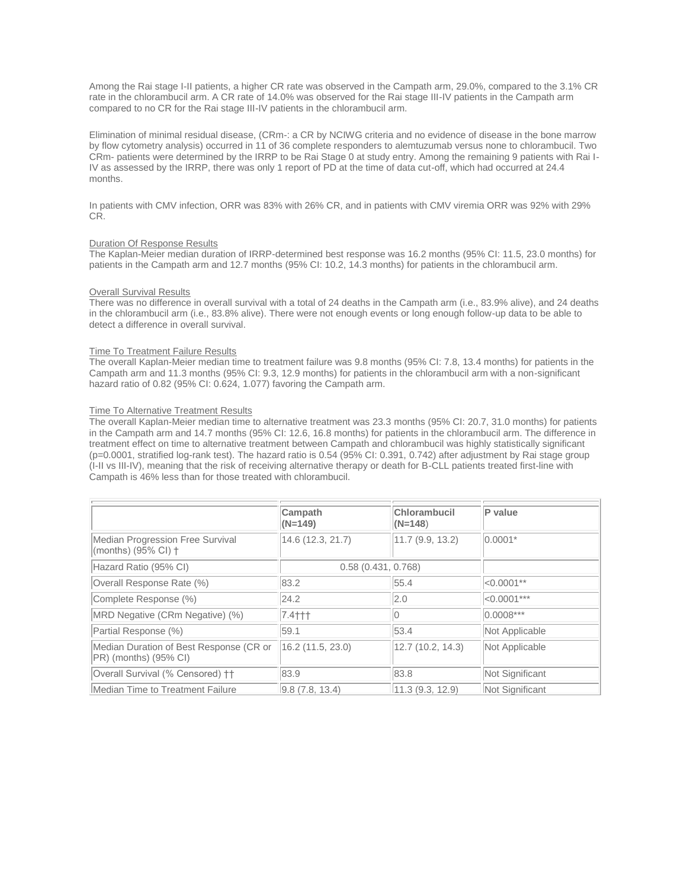Among the Rai stage I-II patients, a higher CR rate was observed in the Campath arm, 29.0%, compared to the 3.1% CR rate in the chlorambucil arm. A CR rate of 14.0% was observed for the Rai stage III-IV patients in the Campath arm compared to no CR for the Rai stage III-IV patients in the chlorambucil arm.

Elimination of minimal residual disease, (CRm-: a CR by NCIWG criteria and no evidence of disease in the bone marrow by flow cytometry analysis) occurred in 11 of 36 complete responders to alemtuzumab versus none to chlorambucil. Two CRm- patients were determined by the IRRP to be Rai Stage 0 at study entry. Among the remaining 9 patients with Rai I-IV as assessed by the IRRP, there was only 1 report of PD at the time of data cut-off, which had occurred at 24.4 months.

In patients with CMV infection, ORR was 83% with 26% CR, and in patients with CMV viremia ORR was 92% with 29% CR.

Duration Of Response Results

The Kaplan-Meier median duration of IRRP-determined best response was 16.2 months (95% CI: 11.5, 23.0 months) for patients in the Campath arm and 12.7 months (95% CI: 10.2, 14.3 months) for patients in the chlorambucil arm.

Overall Survival Results

There was no difference in overall survival with a total of 24 deaths in the Campath arm (i.e., 83.9% alive), and 24 deaths in the chlorambucil arm (i.e., 83.8% alive). There were not enough events or long enough follow-up data to be able to detect a difference in overall survival.

Time To Treatment Failure Results

The overall Kaplan-Meier median time to treatment failure was 9.8 months (95% CI: 7.8, 13.4 months) for patients in the Campath arm and 11.3 months (95% CI: 9.3, 12.9 months) for patients in the chlorambucil arm with a non-significant hazard ratio of 0.82 (95% CI: 0.624, 1.077) favoring the Campath arm.

Time To Alternative Treatment Results

The overall Kaplan-Meier median time to alternative treatment was 23.3 months (95% CI: 20.7, 31.0 months) for patients in the Campath arm and 14.7 months (95% CI: 12.6, 16.8 months) for patients in the chlorambucil arm. The difference in treatment effect on time to alternative treatment between Campath and chlorambucil was highly statistically significant (p=0.0001, stratified log-rank test). The hazard ratio is 0.54 (95% CI: 0.391, 0.742) after adjustment by Rai stage group (I-II vs III-IV), meaning that the risk of receiving alternative therapy or death for B-CLL patients treated first-line with Campath is 46% less than for those treated with chlorambucil.

| | **Campath (N=149)** | **Chlorambucil (N=148)** | **P value** |
|---|---|---|---|
| Median Progression Free Survival (months) (95% CI) † | 14.6 (12.3, 21.7) | 11.7 (9.9, 13.2) | 0.0001* |
| Hazard Ratio (95% CI) | 0.58 (0.431, 0.768) | | |
| Overall Response Rate (%) | 83.2 | 55.4 | <0.0001** |
| Complete Response (%) | 24.2 | 2.0 | <0.0001*** |
| MRD Negative (CRm Negative) (%) | 7.4††† | 0 | 0.0008*** |
| Partial Response (%) | 59.1 | 53.4 | Not Applicable |
| Median Duration of Best Response (CR or PR) (months) (95% CI) | 16.2 (11.5, 23.0) | 12.7 (10.2, 14.3) | Not Applicable |
| Overall Survival (% Censored) †† | 83.9 | 83.8 | Not Significant |
| Median Time to Treatment Failure | 9.8 (7.8, 13.4) | 11.3 (9.3, 12.9) | Not Significant |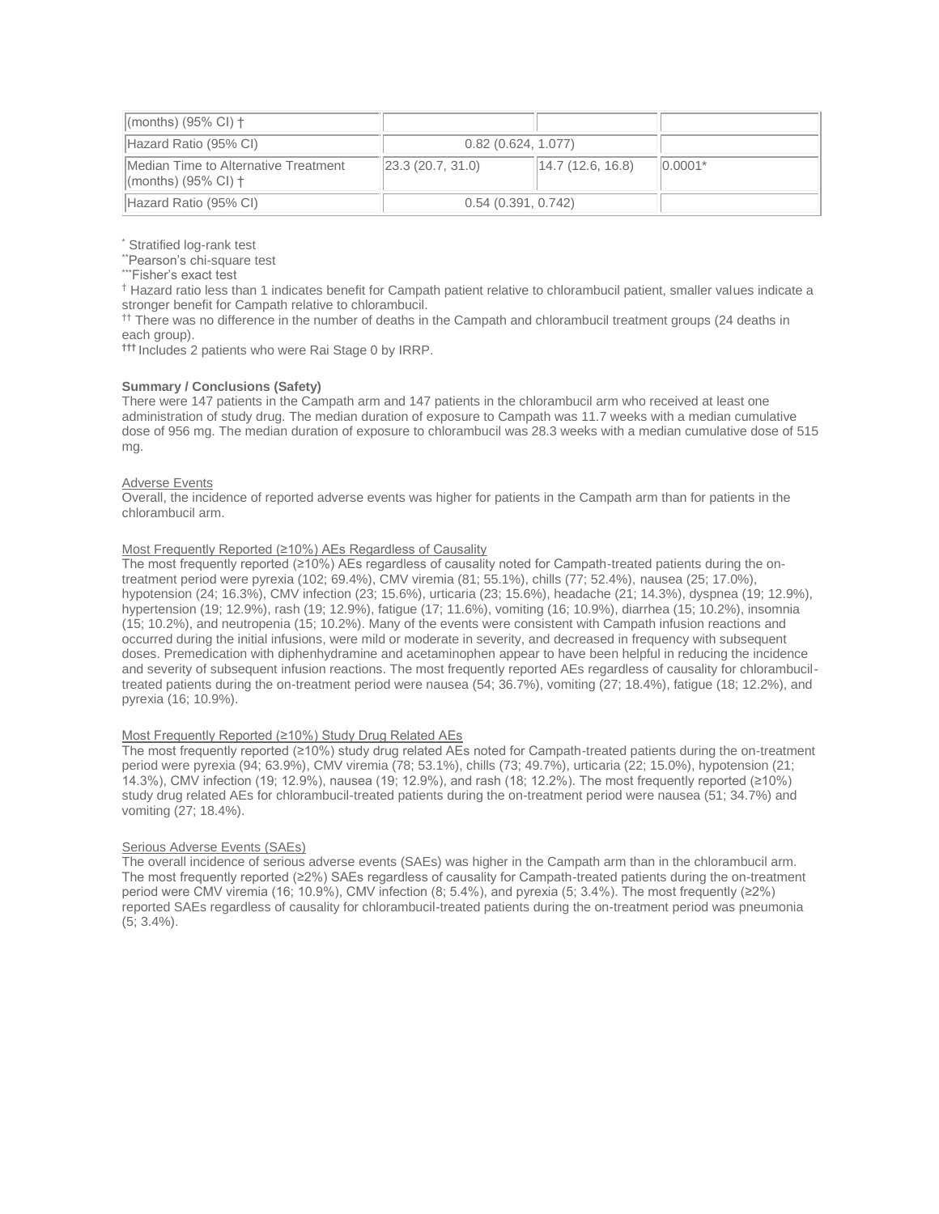| (months) (95% CI) † | | | |
|---|---|---|---|
| Hazard Ratio (95% CI) | 0.82 (0.624, 1.077) | | |
| Median Time to Alternative Treatment (months) (95% CI) † | 23.3 (20.7, 31.0) | 14.7 (12.6, 16.8) | 0.0001* |
| Hazard Ratio (95% CI) | 0.54 (0.391, 0.742) | | |

* Stratified log-rank test

** Pearson's chi-square test

*** Fisher's exact test

† Hazard ratio less than 1 indicates benefit for Campath patient relative to chlorambucil patient, smaller values indicate a stronger benefit for Campath relative to chlorambucil.

†† There was no difference in the number of deaths in the Campath and chlorambucil treatment groups (24 deaths in each group).

††† Includes 2 patients who were Rai Stage 0 by IRRP.

**Summary / Conclusions (Safety)**

There were 147 patients in the Campath arm and 147 patients in the chlorambucil arm who received at least one administration of study drug. The median duration of exposure to Campath was 11.7 weeks with a median cumulative dose of 956 mg. The median duration of exposure to chlorambucil was 28.3 weeks with a median cumulative dose of 515 mg.

Adverse Events

Overall, the incidence of reported adverse events was higher for patients in the Campath arm than for patients in the chlorambucil arm.

Most Frequently Reported (≥10%) AEs Regardless of Causality

The most frequently reported (≥10%) AEs regardless of causality noted for Campath-treated patients during the on-treatment period were pyrexia (102; 69.4%), CMV viremia (81; 55.1%), chills (77; 52.4%), nausea (25; 17.0%), hypotension (24; 16.3%), CMV infection (23; 15.6%), urticaria (23; 15.6%), headache (21; 14.3%), dyspnea (19; 12.9%), hypertension (19; 12.9%), rash (19; 12.9%), fatigue (17; 11.6%), vomiting (16; 10.9%), diarrhea (15; 10.2%), insomnia (15; 10.2%), and neutropenia (15; 10.2%). Many of the events were consistent with Campath infusion reactions and occurred during the initial infusions, were mild or moderate in severity, and decreased in frequency with subsequent doses. Premedication with diphenhydramine and acetaminophen appear to have been helpful in reducing the incidence and severity of subsequent infusion reactions. The most frequently reported AEs regardless of causality for chlorambucil-treated patients during the on-treatment period were nausea (54; 36.7%), vomiting (27; 18.4%), fatigue (18; 12.2%), and pyrexia (16; 10.9%).

Most Frequently Reported (≥10%) Study Drug Related AEs

The most frequently reported (≥10%) study drug related AEs noted for Campath-treated patients during the on-treatment period were pyrexia (94; 63.9%), CMV viremia (78; 53.1%), chills (73; 49.7%), urticaria (22; 15.0%), hypotension (21; 14.3%), CMV infection (19; 12.9%), nausea (19; 12.9%), and rash (18; 12.2%). The most frequently reported (≥10%) study drug related AEs for chlorambucil-treated patients during the on-treatment period were nausea (51; 34.7%) and vomiting (27; 18.4%).

Serious Adverse Events (SAEs)

The overall incidence of serious adverse events (SAEs) was higher in the Campath arm than in the chlorambucil arm. The most frequently reported (≥2%) SAEs regardless of causality for Campath-treated patients during the on-treatment period were CMV viremia (16; 10.9%), CMV infection (8; 5.4%), and pyrexia (5; 3.4%). The most frequently (≥2%) reported SAEs regardless of causality for chlorambucil-treated patients during the on-treatment period was pneumonia (5; 3.4%).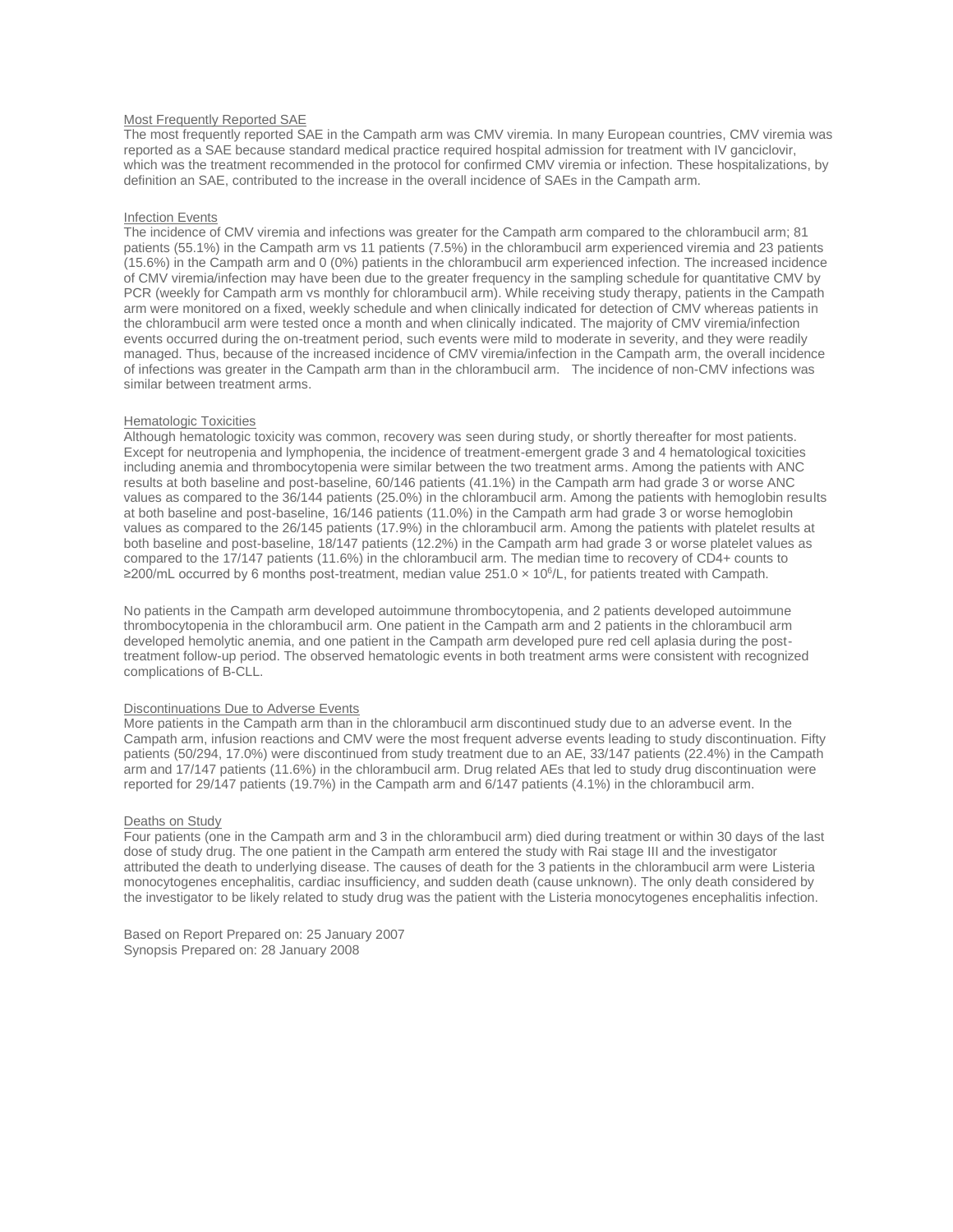Most Frequently Reported SAE

The most frequently reported SAE in the Campath arm was CMV viremia. In many European countries, CMV viremia was reported as a SAE because standard medical practice required hospital admission for treatment with IV ganciclovir, which was the treatment recommended in the protocol for confirmed CMV viremia or infection. These hospitalizations, by definition an SAE, contributed to the increase in the overall incidence of SAEs in the Campath arm.

Infection Events

The incidence of CMV viremia and infections was greater for the Campath arm compared to the chlorambucil arm; 81 patients (55.1%) in the Campath arm vs 11 patients (7.5%) in the chlorambucil arm experienced viremia and 23 patients (15.6%) in the Campath arm and 0 (0%) patients in the chlorambucil arm experienced infection. The increased incidence of CMV viremia/infection may have been due to the greater frequency in the sampling schedule for quantitative CMV by PCR (weekly for Campath arm vs monthly for chlorambucil arm). While receiving study therapy, patients in the Campath arm were monitored on a fixed, weekly schedule and when clinically indicated for detection of CMV whereas patients in the chlorambucil arm were tested once a month and when clinically indicated. The majority of CMV viremia/infection events occurred during the on-treatment period, such events were mild to moderate in severity, and they were readily managed. Thus, because of the increased incidence of CMV viremia/infection in the Campath arm, the overall incidence of infections was greater in the Campath arm than in the chlorambucil arm. The incidence of non-CMV infections was similar between treatment arms.

Hematologic Toxicities

Although hematologic toxicity was common, recovery was seen during study, or shortly thereafter for most patients. Except for neutropenia and lymphopenia, the incidence of treatment-emergent grade 3 and 4 hematological toxicities including anemia and thrombocytopenia were similar between the two treatment arms. Among the patients with ANC results at both baseline and post-baseline, 60/146 patients (41.1%) in the Campath arm had grade 3 or worse ANC values as compared to the 36/144 patients (25.0%) in the chlorambucil arm. Among the patients with hemoglobin results at both baseline and post-baseline, 16/146 patients (11.0%) in the Campath arm had grade 3 or worse hemoglobin values as compared to the 26/145 patients (17.9%) in the chlorambucil arm. Among the patients with platelet results at both baseline and post-baseline, 18/147 patients (12.2%) in the Campath arm had grade 3 or worse platelet values as compared to the 17/147 patients (11.6%) in the chlorambucil arm. The median time to recovery of CD4+ counts to ≥200/mL occurred by 6 months post-treatment, median value $251.0 \times 10^6$/L, for patients treated with Campath.

No patients in the Campath arm developed autoimmune thrombocytopenia, and 2 patients developed autoimmune thrombocytopenia in the chlorambucil arm. One patient in the Campath arm and 2 patients in the chlorambucil arm developed hemolytic anemia, and one patient in the Campath arm developed pure red cell aplasia during the post-treatment follow-up period. The observed hematologic events in both treatment arms were consistent with recognized complications of B-CLL.

Discontinuations Due to Adverse Events

More patients in the Campath arm than in the chlorambucil arm discontinued study due to an adverse event. In the Campath arm, infusion reactions and CMV were the most frequent adverse events leading to study discontinuation. Fifty patients (50/294, 17.0%) were discontinued from study treatment due to an AE, 33/147 patients (22.4%) in the Campath arm and 17/147 patients (11.6%) in the chlorambucil arm. Drug related AEs that led to study drug discontinuation were reported for 29/147 patients (19.7%) in the Campath arm and 6/147 patients (4.1%) in the chlorambucil arm.

Deaths on Study

Four patients (one in the Campath arm and 3 in the chlorambucil arm) died during treatment or within 30 days of the last dose of study drug. The one patient in the Campath arm entered the study with Rai stage III and the investigator attributed the death to underlying disease. The causes of death for the 3 patients in the chlorambucil arm were Listeria monocytogenes encephalitis, cardiac insufficiency, and sudden death (cause unknown). The only death considered by the investigator to be likely related to study drug was the patient with the Listeria monocytogenes encephalitis infection.

Based on Report Prepared on: 25 January 2007
Synopsis Prepared on: 28 January 2008